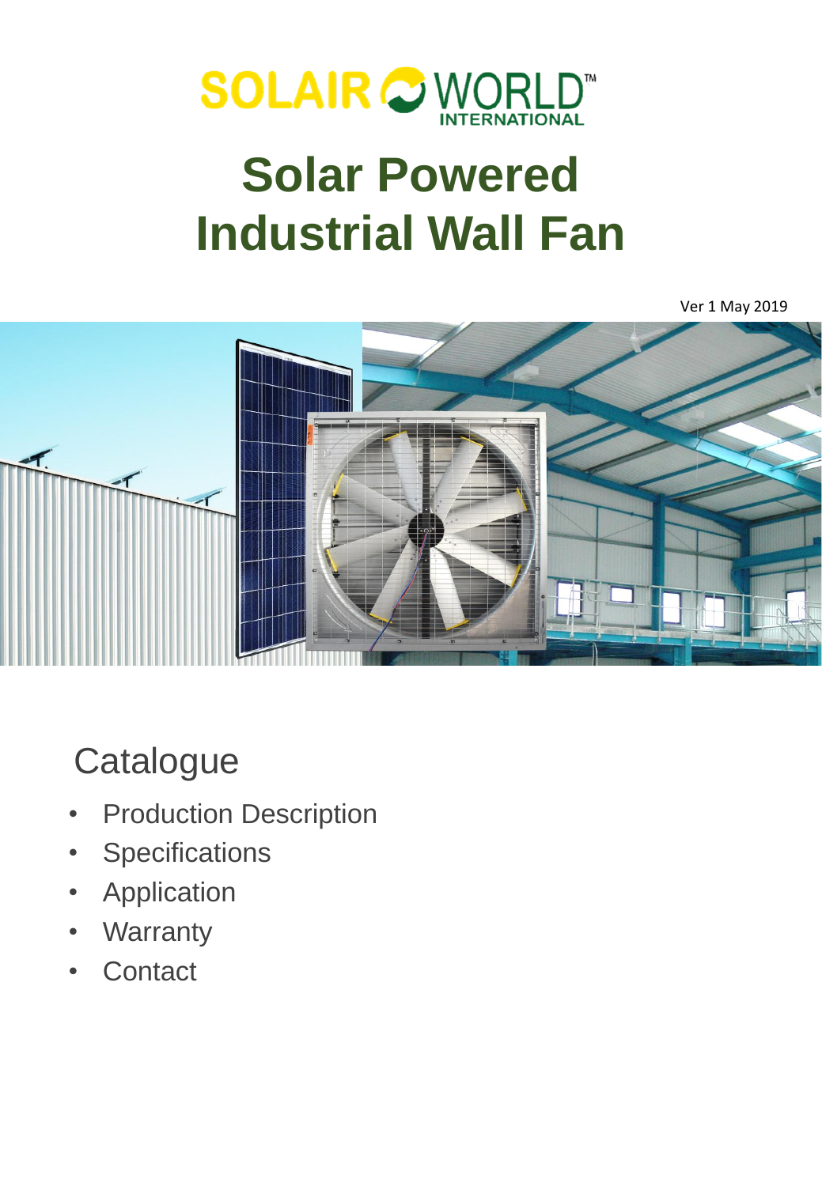SOLAIR WORLD™ INTERNATIONAL

# Solar Powered Industrial Wall Fan

Ver 1 May 2019

## Catalogue

- Production Description
- Specifications
- Application
- Warranty
- Contact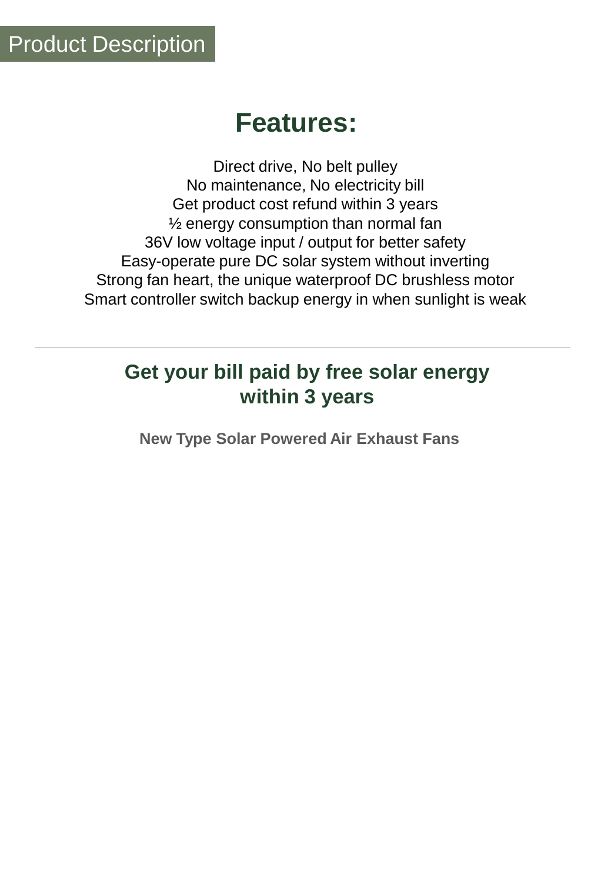Product Description

# Features:

Direct drive, No belt pulley
No maintenance, No electricity bill
Get product cost refund within 3 years
½ energy consumption than normal fan
36V low voltage input / output for better safety
Easy-operate pure DC solar system without inverting
Strong fan heart, the unique waterproof DC brushless motor
Smart controller switch backup energy in when sunlight is weak

---

## Get your bill paid by free solar energy within 3 years

**New Type Solar Powered Air Exhaust Fans**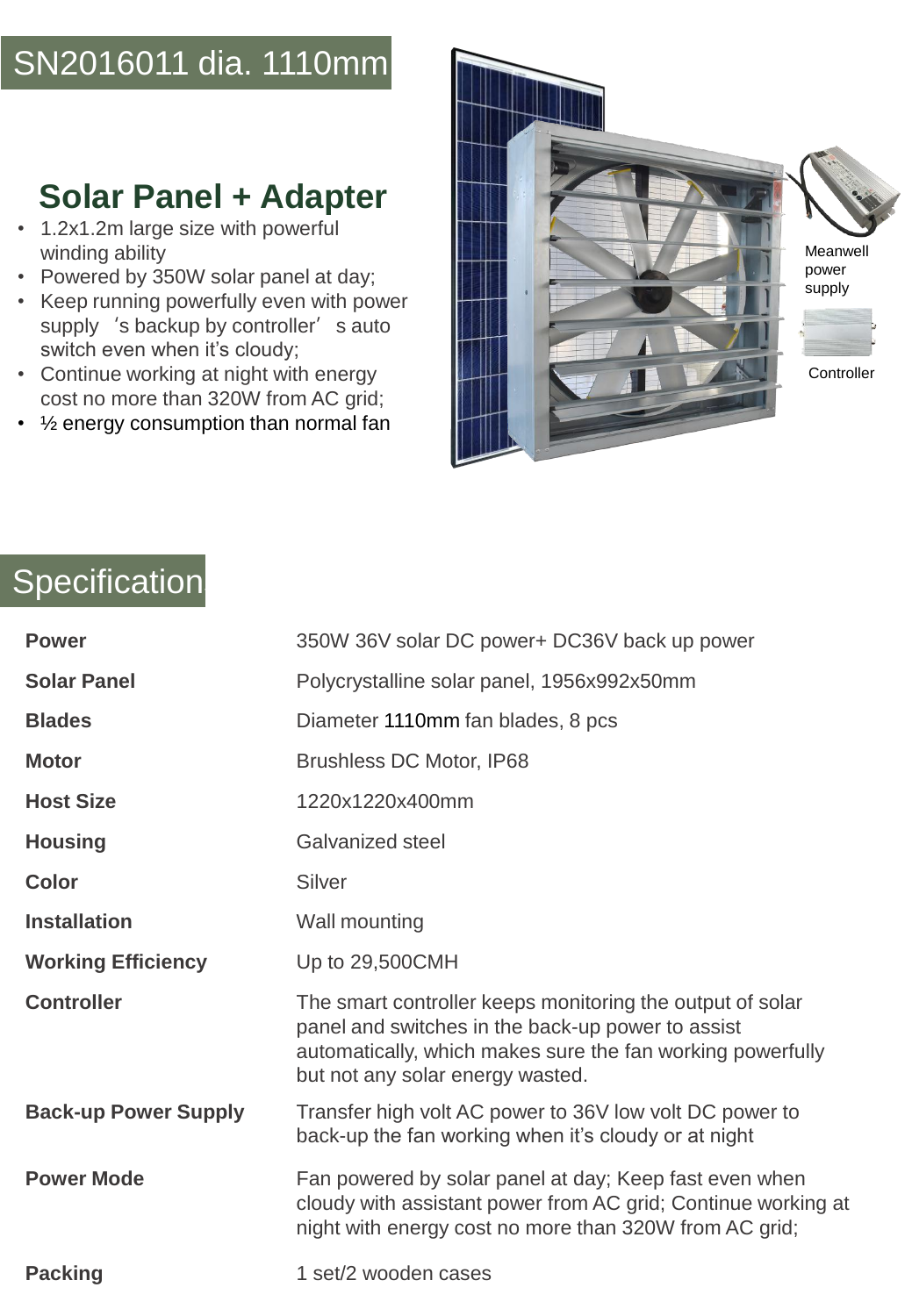# SN2016011 dia. 1110mm

## Solar Panel + Adapter

- 1.2x1.2m large size with powerful winding ability
- Powered by 350W solar panel at day;
- Keep running powerfully even with power supply ’s backup by controller’ s auto switch even when it’s cloudy;
- Continue working at night with energy cost no more than 320W from AC grid;
- ½ energy consumption than normal fan

Meanwell power supply

Controller

# Specification

| | |
|---|---|
| **Power** | 350W 36V solar DC power+ DC36V back up power |
| **Solar Panel** | Polycrystalline solar panel, 1956x992x50mm |
| **Blades** | Diameter 1110mm fan blades, 8 pcs |
| **Motor** | Brushless DC Motor, IP68 |
| **Host Size** | 1220x1220x400mm |
| **Housing** | Galvanized steel |
| **Color** | Silver |
| **Installation** | Wall mounting |
| **Working Efficiency** | Up to 29,500CMH |
| **Controller** | The smart controller keeps monitoring the output of solar panel and switches in the back-up power to assist automatically, which makes sure the fan working powerfully but not any solar energy wasted. |
| **Back-up Power Supply** | Transfer high volt AC power to 36V low volt DC power to back-up the fan working when it’s cloudy or at night |
| **Power Mode** | Fan powered by solar panel at day; Keep fast even when cloudy with assistant power from AC grid; Continue working at night with energy cost no more than 320W from AC grid; |
| **Packing** | 1 set/2 wooden cases |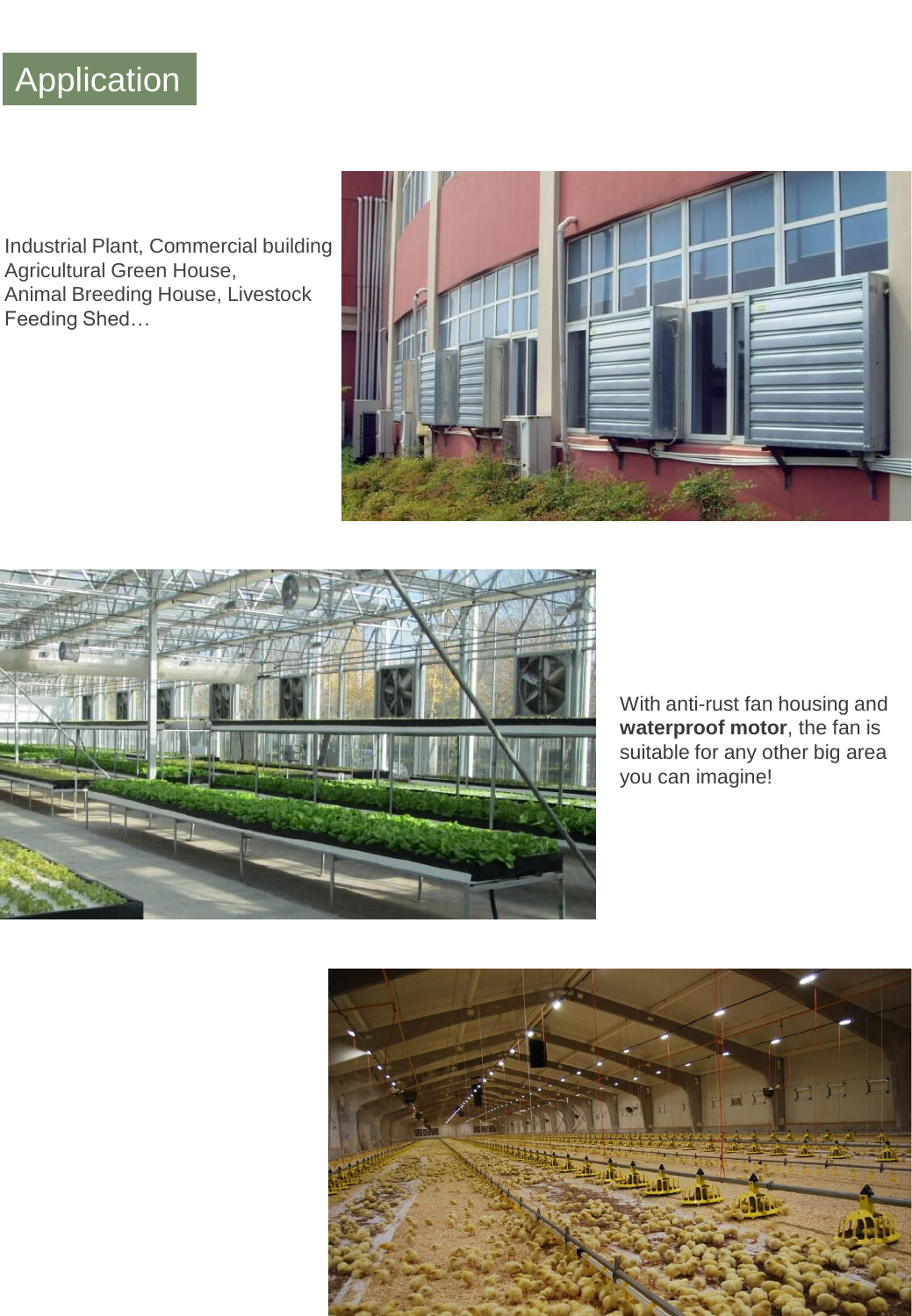# Application

Industrial Plant, Commercial building
Agricultural Green House,
Animal Breeding House, Livestock Feeding Shed…

With anti-rust fan housing and **waterproof motor**, the fan is suitable for any other big area you can imagine!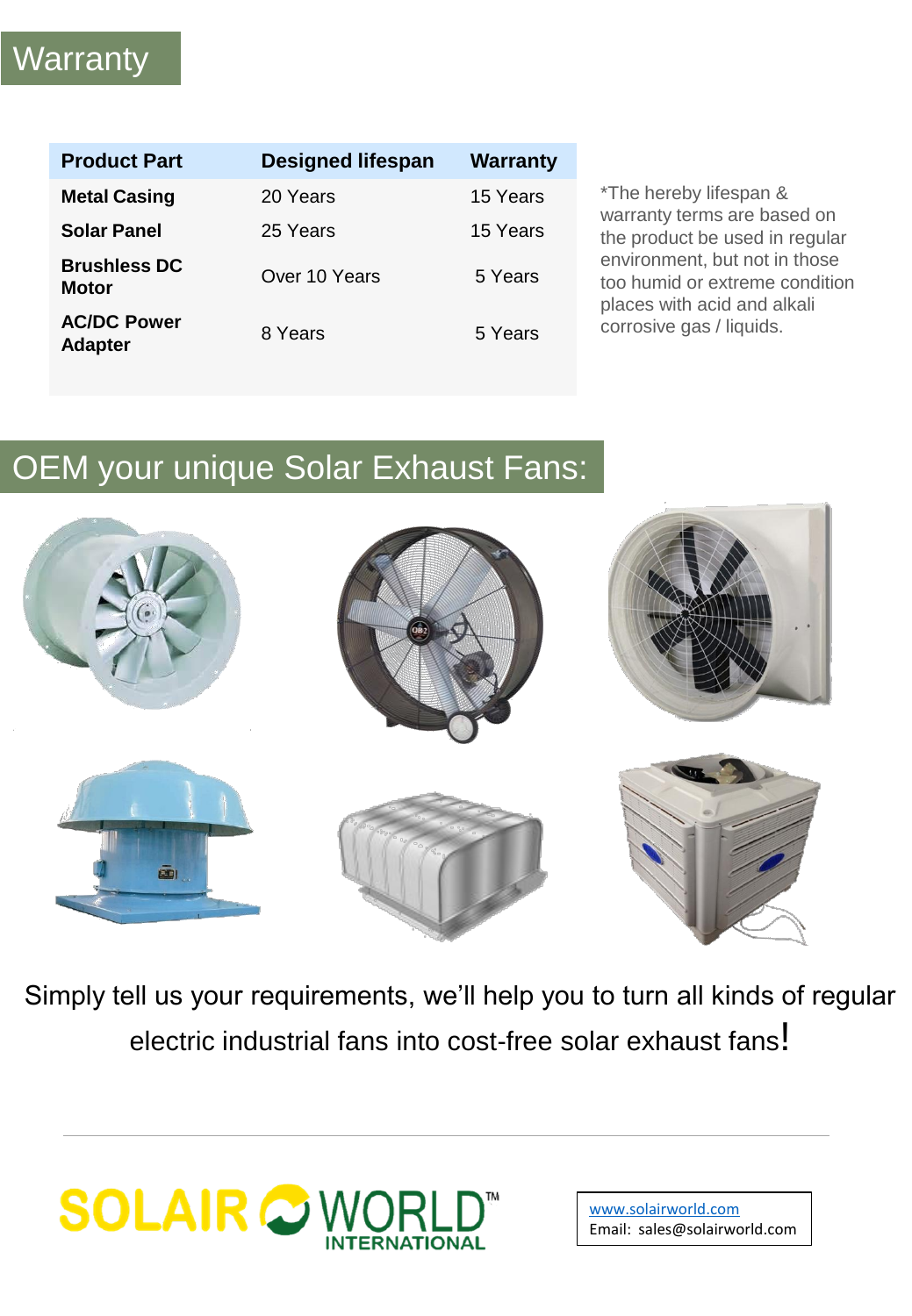# Warranty

| Product Part | Designed lifespan | Warranty |
|---|---|---|
| **Metal Casing** | 20 Years | 15 Years |
| **Solar Panel** | 25 Years | 15 Years |
| **Brushless DC Motor** | Over 10 Years | 5 Years |
| **AC/DC Power Adapter** | 8 Years | 5 Years |

*The hereby lifespan & warranty terms are based on the product be used in regular environment, but not in those too humid or extreme condition places with acid and alkali corrosive gas / liquids.

# OEM your unique Solar Exhaust Fans:

Simply tell us your requirements, we'll help you to turn all kinds of regular electric industrial fans into cost-free solar exhaust fans!

SOLAIR WORLD™ INTERNATIONAL

[www.solairworld.com](http://www.solairworld.com)
Email: sales@solairworld.com